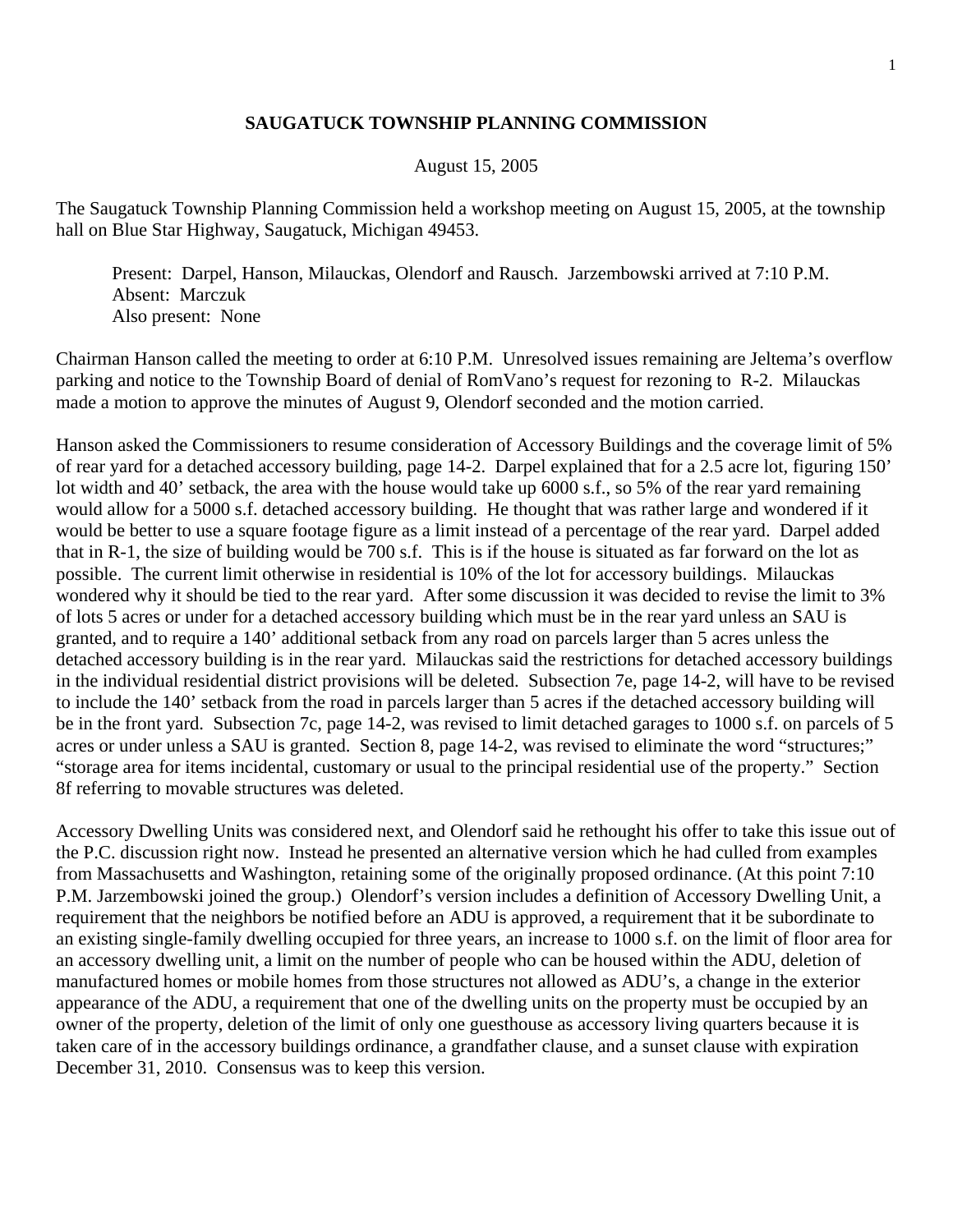**SAUGATUCK TOWNSHIP PLANNING COMMISSION**

August 15, 2005

The Saugatuck Township Planning Commission held a workshop meeting on August 15, 2005, at the township hall on Blue Star Highway, Saugatuck, Michigan 49453.

> Present: Darpel, Hanson, Milauckas, Olendorf and Rausch. Jarzembowski arrived at 7:10 P.M.
> Absent: Marczuk
> Also present: None

Chairman Hanson called the meeting to order at 6:10 P.M. Unresolved issues remaining are Jeltema's overflow parking and notice to the Township Board of denial of RomVano's request for rezoning to R-2. Milauckas made a motion to approve the minutes of August 9, Olendorf seconded and the motion carried.

Hanson asked the Commissioners to resume consideration of Accessory Buildings and the coverage limit of 5% of rear yard for a detached accessory building, page 14-2. Darpel explained that for a 2.5 acre lot, figuring 150' lot width and 40' setback, the area with the house would take up 6000 s.f., so 5% of the rear yard remaining would allow for a 5000 s.f. detached accessory building. He thought that was rather large and wondered if it would be better to use a square footage figure as a limit instead of a percentage of the rear yard. Darpel added that in R-1, the size of building would be 700 s.f. This is if the house is situated as far forward on the lot as possible. The current limit otherwise in residential is 10% of the lot for accessory buildings. Milauckas wondered why it should be tied to the rear yard. After some discussion it was decided to revise the limit to 3% of lots 5 acres or under for a detached accessory building which must be in the rear yard unless an SAU is granted, and to require a 140' additional setback from any road on parcels larger than 5 acres unless the detached accessory building is in the rear yard. Milauckas said the restrictions for detached accessory buildings in the individual residential district provisions will be deleted. Subsection 7e, page 14-2, will have to be revised to include the 140' setback from the road in parcels larger than 5 acres if the detached accessory building will be in the front yard. Subsection 7c, page 14-2, was revised to limit detached garages to 1000 s.f. on parcels of 5 acres or under unless a SAU is granted. Section 8, page 14-2, was revised to eliminate the word "structures;" "storage area for items incidental, customary or usual to the principal residential use of the property." Section 8f referring to movable structures was deleted.

Accessory Dwelling Units was considered next, and Olendorf said he rethought his offer to take this issue out of the P.C. discussion right now. Instead he presented an alternative version which he had culled from examples from Massachusetts and Washington, retaining some of the originally proposed ordinance. (At this point 7:10 P.M. Jarzembowski joined the group.) Olendorf's version includes a definition of Accessory Dwelling Unit, a requirement that the neighbors be notified before an ADU is approved, a requirement that it be subordinate to an existing single-family dwelling occupied for three years, an increase to 1000 s.f. on the limit of floor area for an accessory dwelling unit, a limit on the number of people who can be housed within the ADU, deletion of manufactured homes or mobile homes from those structures not allowed as ADU's, a change in the exterior appearance of the ADU, a requirement that one of the dwelling units on the property must be occupied by an owner of the property, deletion of the limit of only one guesthouse as accessory living quarters because it is taken care of in the accessory buildings ordinance, a grandfather clause, and a sunset clause with expiration December 31, 2010. Consensus was to keep this version.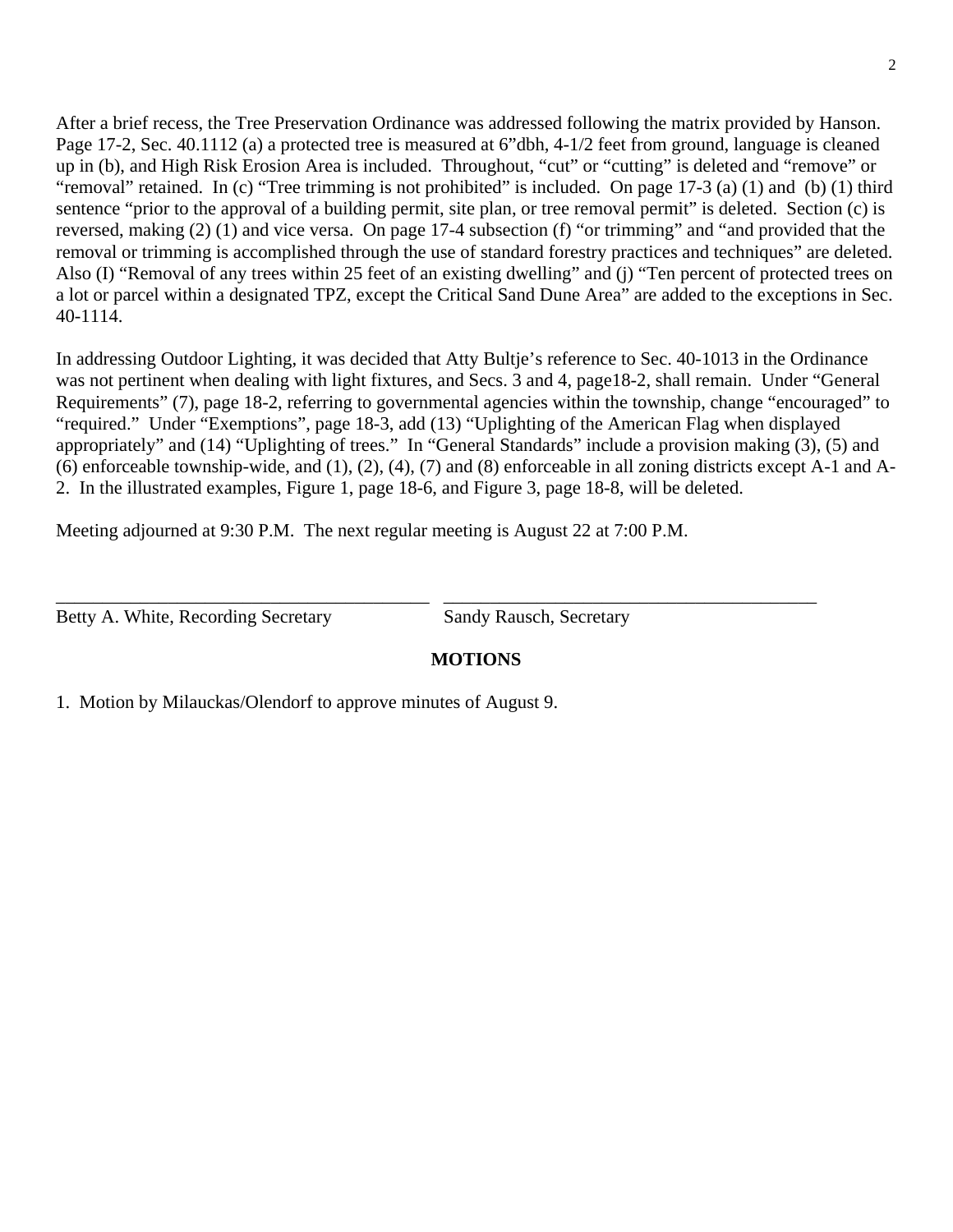After a brief recess, the Tree Preservation Ordinance was addressed following the matrix provided by Hanson. Page 17-2, Sec. 40.1112 (a) a protected tree is measured at 6"dbh, 4-1/2 feet from ground, language is cleaned up in (b), and High Risk Erosion Area is included. Throughout, "cut" or "cutting" is deleted and "remove" or "removal" retained. In (c) "Tree trimming is not prohibited" is included. On page 17-3 (a) (1) and (b) (1) third sentence "prior to the approval of a building permit, site plan, or tree removal permit" is deleted. Section (c) is reversed, making (2) (1) and vice versa. On page 17-4 subsection (f) "or trimming" and "and provided that the removal or trimming is accomplished through the use of standard forestry practices and techniques" are deleted. Also (I) "Removal of any trees within 25 feet of an existing dwelling" and (j) "Ten percent of protected trees on a lot or parcel within a designated TPZ, except the Critical Sand Dune Area" are added to the exceptions in Sec. 40-1114.

In addressing Outdoor Lighting, it was decided that Atty Bultje's reference to Sec. 40-1013 in the Ordinance was not pertinent when dealing with light fixtures, and Secs. 3 and 4, page18-2, shall remain. Under "General Requirements" (7), page 18-2, referring to governmental agencies within the township, change "encouraged" to "required." Under "Exemptions", page 18-3, add (13) "Uplighting of the American Flag when displayed appropriately" and (14) "Uplighting of trees." In "General Standards" include a provision making (3), (5) and (6) enforceable township-wide, and (1), (2), (4), (7) and (8) enforceable in all zoning districts except A-1 and A-2. In the illustrated examples, Figure 1, page 18-6, and Figure 3, page 18-8, will be deleted.

Meeting adjourned at 9:30 P.M. The next regular meeting is August 22 at 7:00 P.M.

________________________________________ ________________________________________

Betty A. White, Recording Secretary Sandy Rausch, Secretary

**MOTIONS**

1. Motion by Milauckas/Olendorf to approve minutes of August 9.